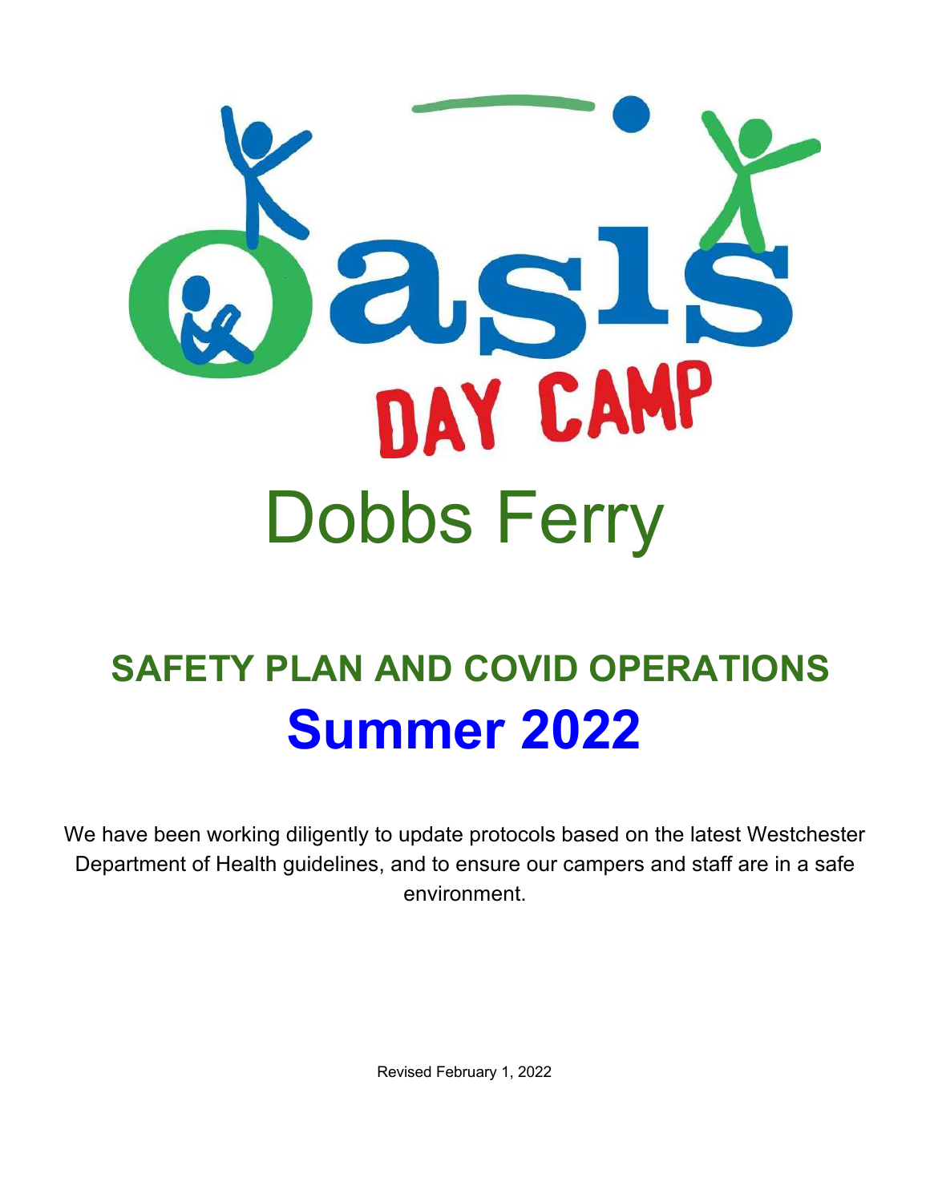# Oasis Day Camp

# Dobbs Ferry

## SAFETY PLAN AND COVID OPERATIONS

# Summer 2022

We have been working diligently to update protocols based on the latest Westchester Department of Health guidelines, and to ensure our campers and staff are in a safe environment.

Revised February 1, 2022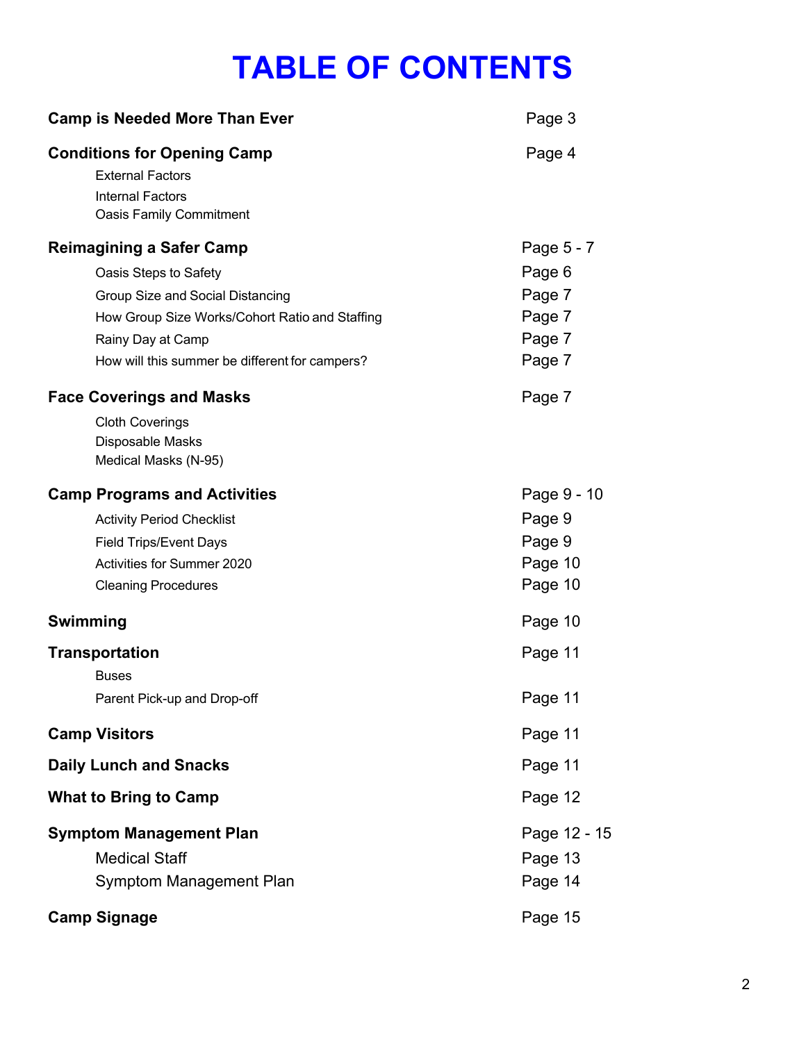# TABLE OF CONTENTS

| | |
|---|---|
| **Camp is Needed More Than Ever** | Page 3 |
| **Conditions for Opening Camp** | Page 4 |
| External Factors | |
| Internal Factors | |
| Oasis Family Commitment | |
| **Reimagining a Safer Camp** | Page 5 - 7 |
| Oasis Steps to Safety | Page 6 |
| Group Size and Social Distancing | Page 7 |
| How Group Size Works/Cohort Ratio and Staffing | Page 7 |
| Rainy Day at Camp | Page 7 |
| How will this summer be different for campers? | Page 7 |
| **Face Coverings and Masks** | Page 7 |
| Cloth Coverings | |
| Disposable Masks | |
| Medical Masks (N-95) | |
| **Camp Programs and Activities** | Page 9 - 10 |
| Activity Period Checklist | Page 9 |
| Field Trips/Event Days | Page 9 |
| Activities for Summer 2020 | Page 10 |
| Cleaning Procedures | Page 10 |
| **Swimming** | Page 10 |
| **Transportation** | Page 11 |
| Buses | |
| Parent Pick-up and Drop-off | Page 11 |
| **Camp Visitors** | Page 11 |
| **Daily Lunch and Snacks** | Page 11 |
| **What to Bring to Camp** | Page 12 |
| **Symptom Management Plan** | Page 12 - 15 |
| Medical Staff | Page 13 |
| Symptom Management Plan | Page 14 |
| **Camp Signage** | Page 15 |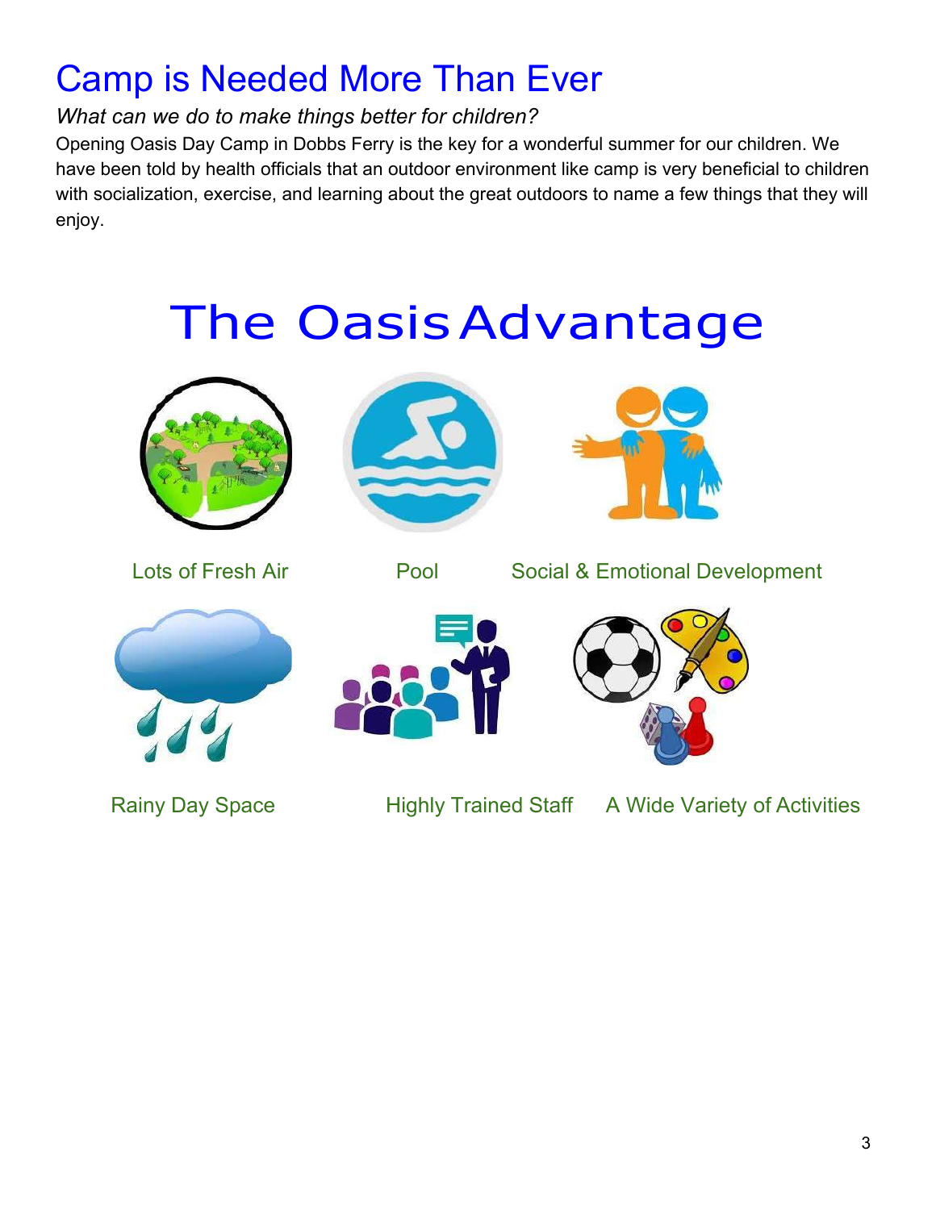# Camp is Needed More Than Ever

*What can we do to make things better for children?*

Opening Oasis Day Camp in Dobbs Ferry is the key for a wonderful summer for our children. We have been told by health officials that an outdoor environment like camp is very beneficial to children with socialization, exercise, and learning about the great outdoors to name a few things that they will enjoy.

## The Oasis Advantage

- Lots of Fresh Air
- Pool
- Social & Emotional Development
- Rainy Day Space
- Highly Trained Staff
- A Wide Variety of Activities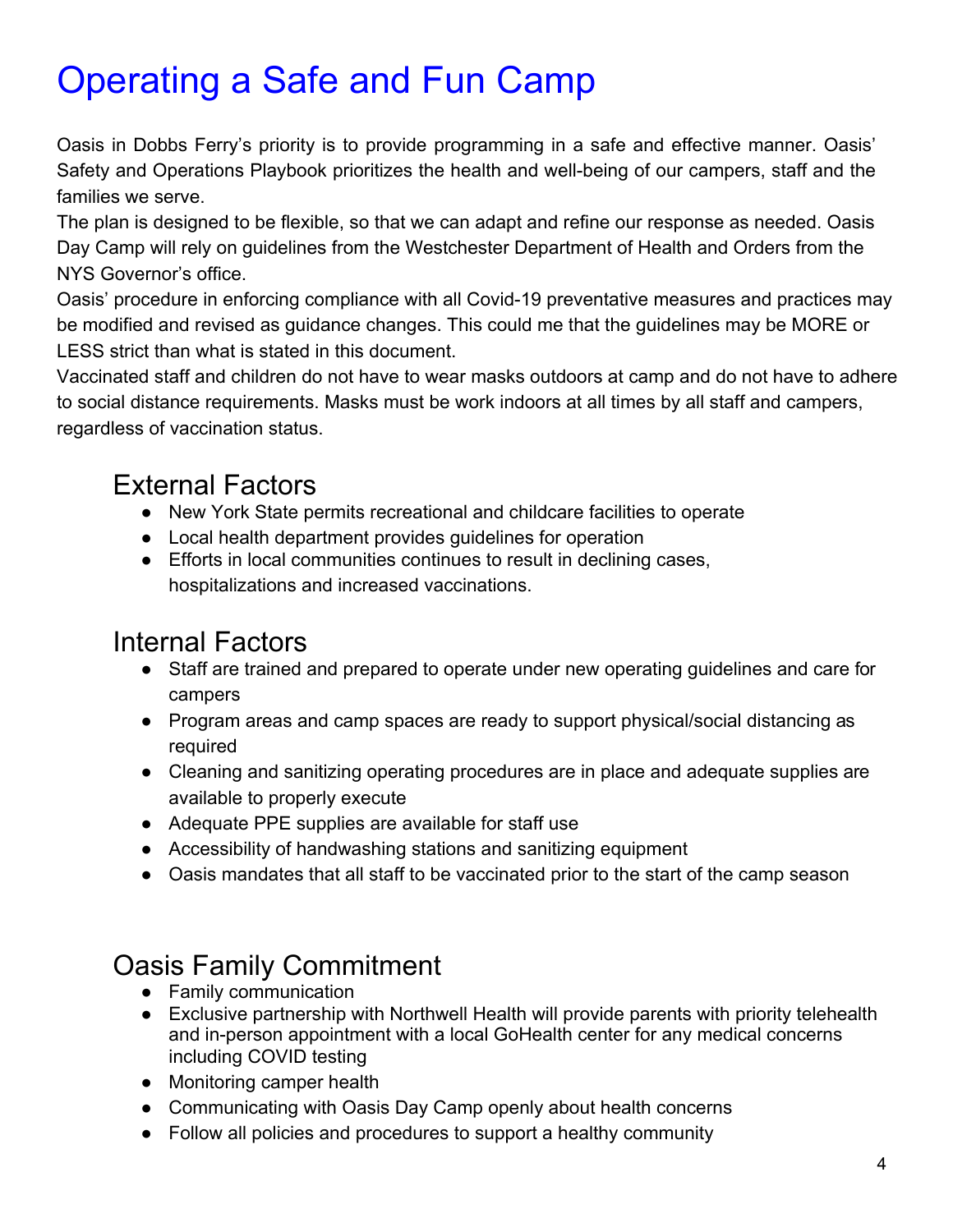# Operating a Safe and Fun Camp

Oasis in Dobbs Ferry's priority is to provide programming in a safe and effective manner. Oasis' Safety and Operations Playbook prioritizes the health and well-being of our campers, staff and the families we serve.

The plan is designed to be flexible, so that we can adapt and refine our response as needed. Oasis Day Camp will rely on guidelines from the Westchester Department of Health and Orders from the NYS Governor's office.

Oasis' procedure in enforcing compliance with all Covid-19 preventative measures and practices may be modified and revised as guidance changes. This could me that the guidelines may be MORE or LESS strict than what is stated in this document.

Vaccinated staff and children do not have to wear masks outdoors at camp and do not have to adhere to social distance requirements. Masks must be work indoors at all times by all staff and campers, regardless of vaccination status.

## External Factors

- New York State permits recreational and childcare facilities to operate
- Local health department provides guidelines for operation
- Efforts in local communities continues to result in declining cases, hospitalizations and increased vaccinations.

## Internal Factors

- Staff are trained and prepared to operate under new operating guidelines and care for campers
- Program areas and camp spaces are ready to support physical/social distancing as required
- Cleaning and sanitizing operating procedures are in place and adequate supplies are available to properly execute
- Adequate PPE supplies are available for staff use
- Accessibility of handwashing stations and sanitizing equipment
- Oasis mandates that all staff to be vaccinated prior to the start of the camp season

## Oasis Family Commitment

- Family communication
- Exclusive partnership with Northwell Health will provide parents with priority telehealth and in-person appointment with a local GoHealth center for any medical concerns including COVID testing
- Monitoring camper health
- Communicating with Oasis Day Camp openly about health concerns
- Follow all policies and procedures to support a healthy community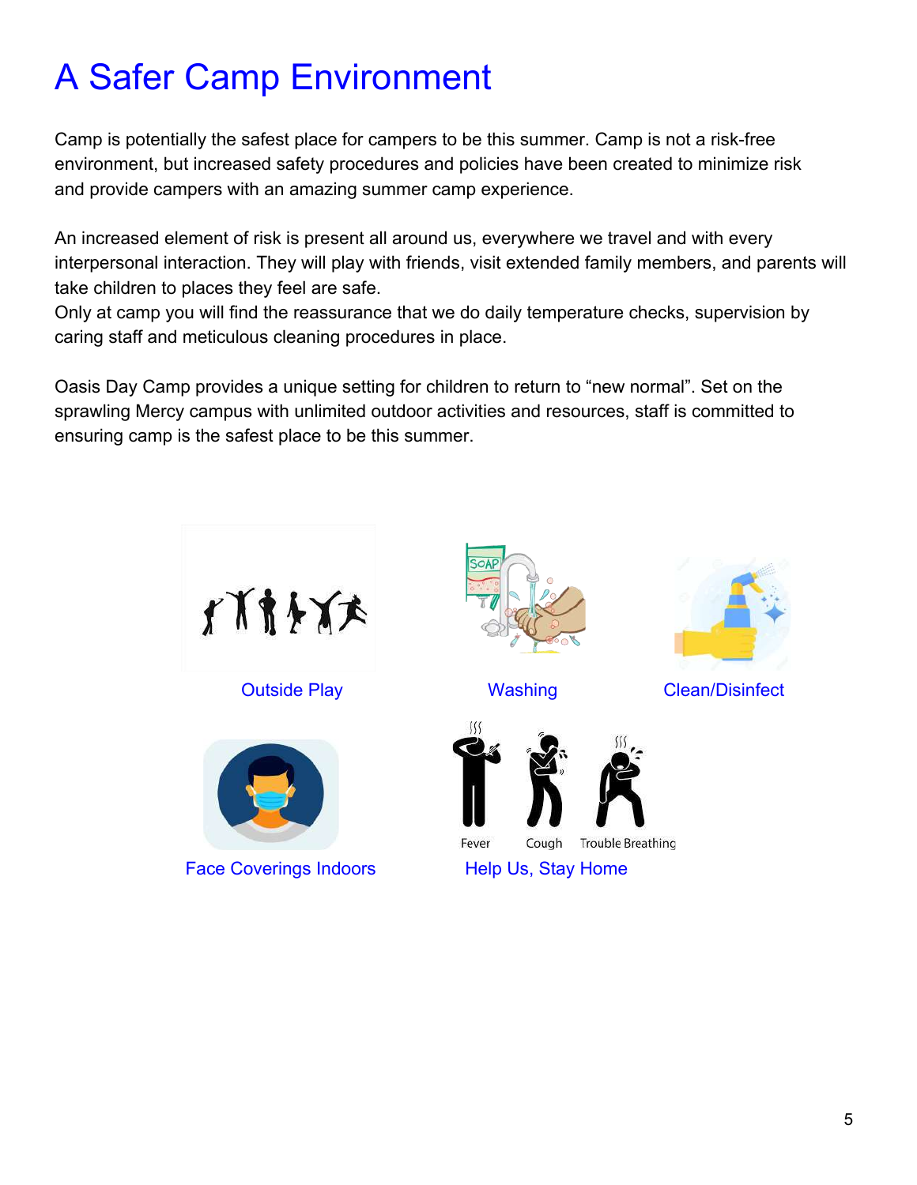# A Safer Camp Environment

Camp is potentially the safest place for campers to be this summer. Camp is not a risk-free environment, but increased safety procedures and policies have been created to minimize risk and provide campers with an amazing summer camp experience.

An increased element of risk is present all around us, everywhere we travel and with every interpersonal interaction. They will play with friends, visit extended family members, and parents will take children to places they feel are safe.
Only at camp you will find the reassurance that we do daily temperature checks, supervision by caring staff and meticulous cleaning procedures in place.

Oasis Day Camp provides a unique setting for children to return to "new normal". Set on the sprawling Mercy campus with unlimited outdoor activities and resources, staff is committed to ensuring camp is the safest place to be this summer.

Outside Play

Washing

Clean/Disinfect

Face Coverings Indoors

Fever Cough Trouble Breathing

Help Us, Stay Home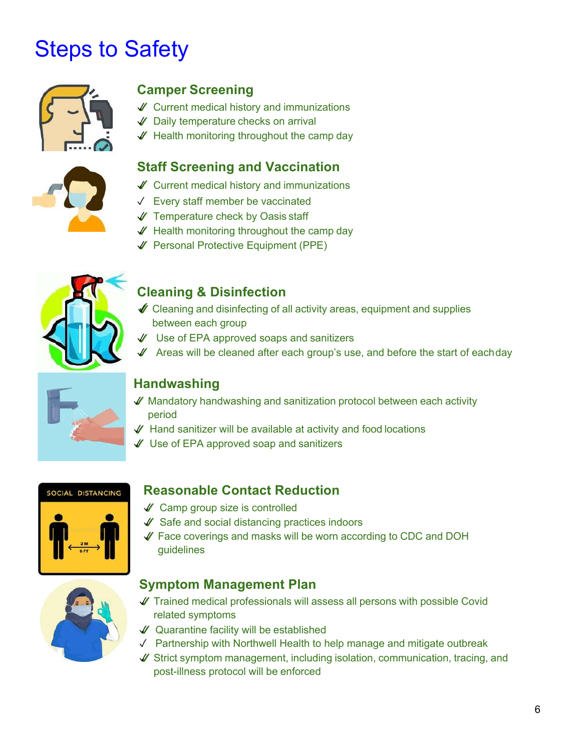# Steps to Safety

## Camper Screening

- ✓ Current medical history and immunizations
- ✓ Daily temperature checks on arrival
- ✓ Health monitoring throughout the camp day

## Staff Screening and Vaccination

- ✓ Current medical history and immunizations
- ✓ Every staff member be vaccinated
- ✓ Temperature check by Oasis staff
- ✓ Health monitoring throughout the camp day
- ✓ Personal Protective Equipment (PPE)

## Cleaning & Disinfection

- ✓ Cleaning and disinfecting of all activity areas, equipment and supplies between each group
- ✓ Use of EPA approved soaps and sanitizers
- ✓ Areas will be cleaned after each group's use, and before the start of each day

## Handwashing

- ✓ Mandatory handwashing and sanitization protocol between each activity period
- ✓ Hand sanitizer will be available at activity and food locations
- ✓ Use of EPA approved soap and sanitizers

## Reasonable Contact Reduction

- ✓ Camp group size is controlled
- ✓ Safe and social distancing practices indoors
- ✓ Face coverings and masks will be worn according to CDC and DOH guidelines

## Symptom Management Plan

- ✓ Trained medical professionals will assess all persons with possible Covid related symptoms
- ✓ Quarantine facility will be established
- ✓ Partnership with Northwell Health to help manage and mitigate outbreak
- ✓ Strict symptom management, including isolation, communication, tracing, and post-illness protocol will be enforced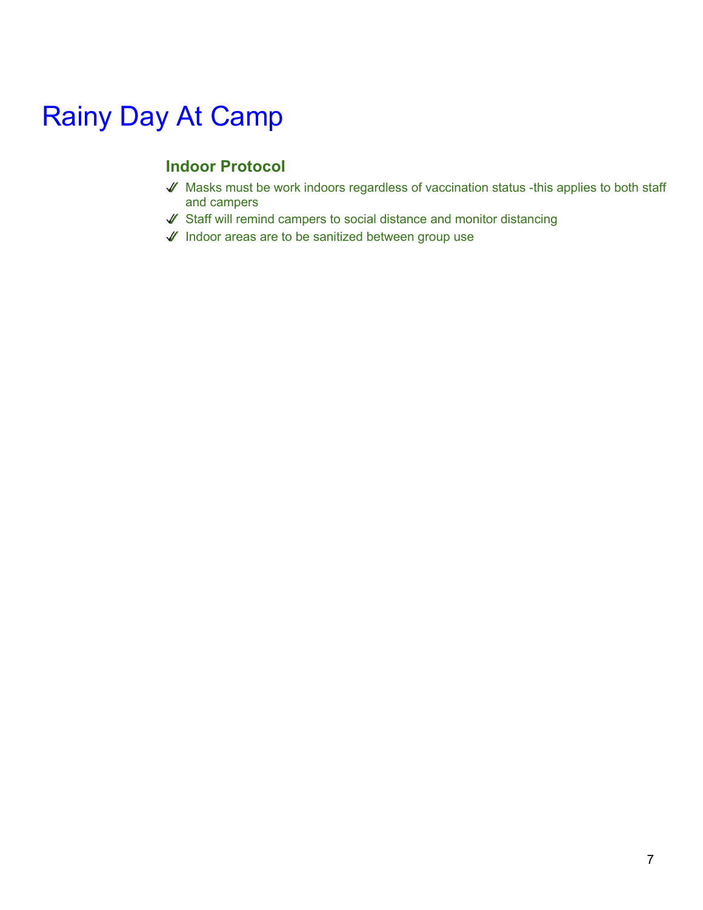# Rainy Day At Camp

## Indoor Protocol

- ✓ Masks must be work indoors regardless of vaccination status -this applies to both staff and campers
- ✓ Staff will remind campers to social distance and monitor distancing
- ✓ Indoor areas are to be sanitized between group use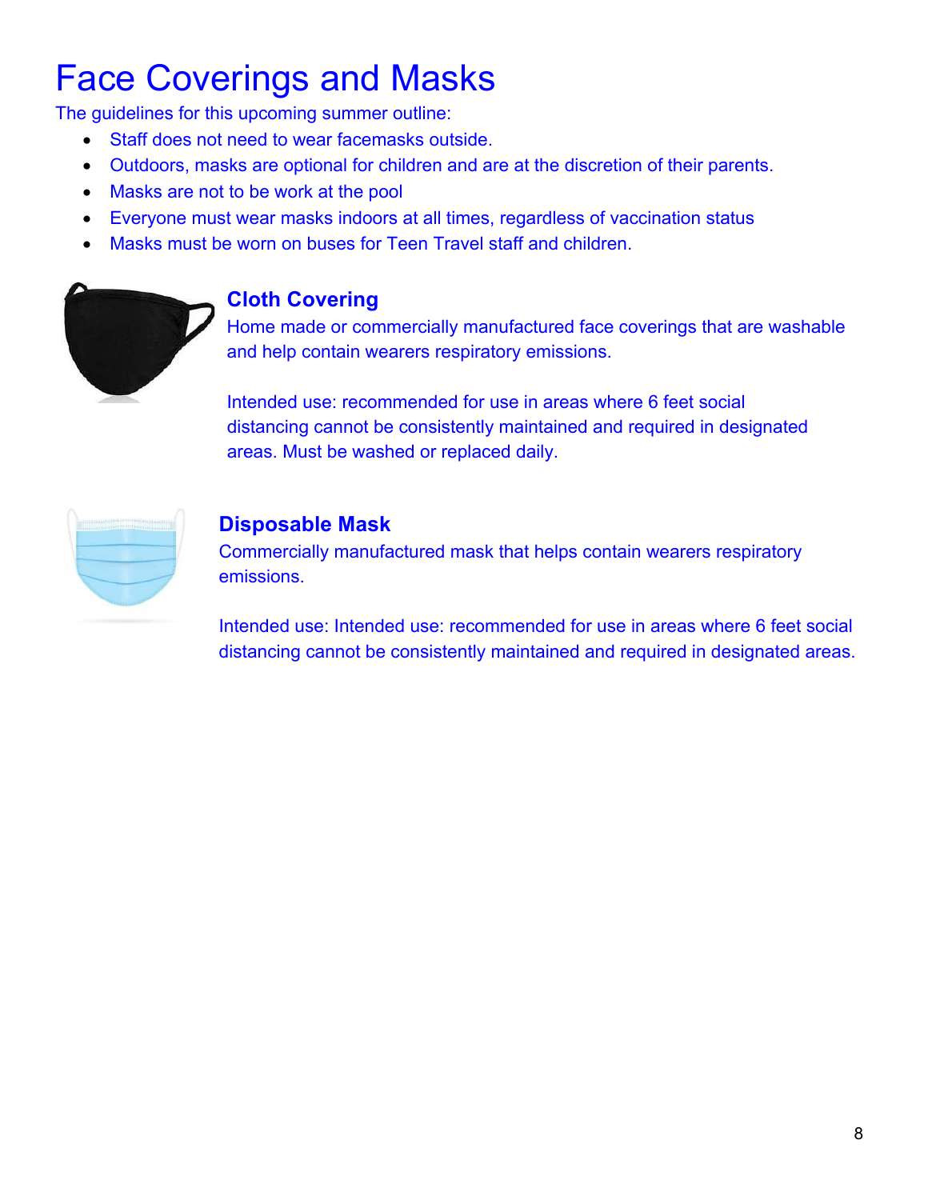# Face Coverings and Masks

The guidelines for this upcoming summer outline:

- Staff does not need to wear facemasks outside.
- Outdoors, masks are optional for children and are at the discretion of their parents.
- Masks are not to be work at the pool
- Everyone must wear masks indoors at all times, regardless of vaccination status
- Masks must be worn on buses for Teen Travel staff and children.

### Cloth Covering

Home made or commercially manufactured face coverings that are washable and help contain wearers respiratory emissions.

Intended use: recommended for use in areas where 6 feet social distancing cannot be consistently maintained and required in designated areas. Must be washed or replaced daily.

### Disposable Mask

Commercially manufactured mask that helps contain wearers respiratory emissions.

Intended use: Intended use: recommended for use in areas where 6 feet social distancing cannot be consistently maintained and required in designated areas.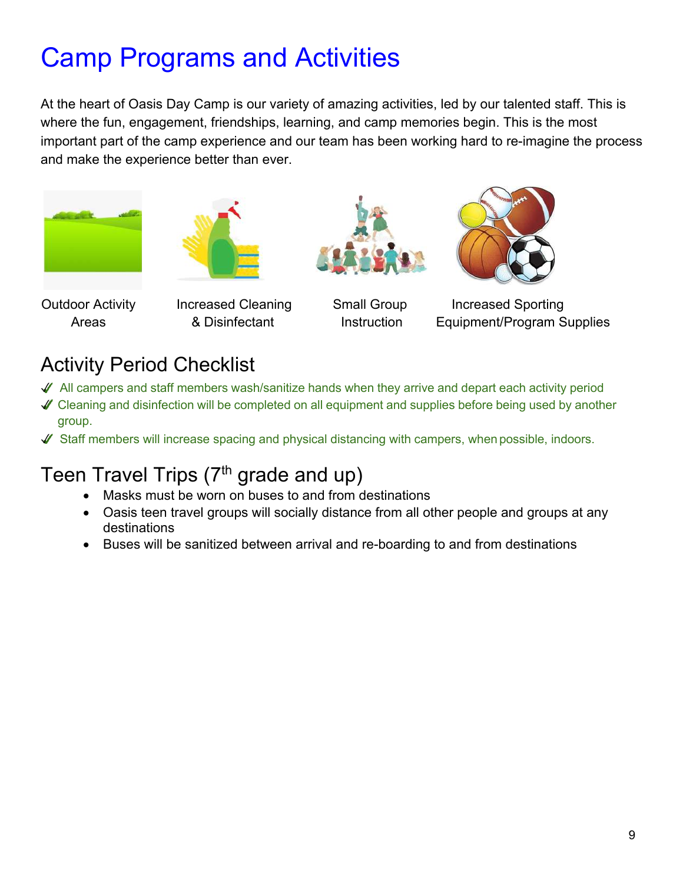# Camp Programs and Activities

At the heart of Oasis Day Camp is our variety of amazing activities, led by our talented staff. This is where the fun, engagement, friendships, learning, and camp memories begin. This is the most important part of the camp experience and our team has been working hard to re-imagine the process and make the experience better than ever.

Outdoor Activity Areas

Increased Cleaning & Disinfectant

Small Group Instruction

Increased Sporting Equipment/Program Supplies

## Activity Period Checklist

- ✓ All campers and staff members wash/sanitize hands when they arrive and depart each activity period
- ✓ Cleaning and disinfection will be completed on all equipment and supplies before being used by another group.
- ✓ Staff members will increase spacing and physical distancing with campers, when possible, indoors.

## Teen Travel Trips (7th grade and up)

- Masks must be worn on buses to and from destinations
- Oasis teen travel groups will socially distance from all other people and groups at any destinations
- Buses will be sanitized between arrival and re-boarding to and from destinations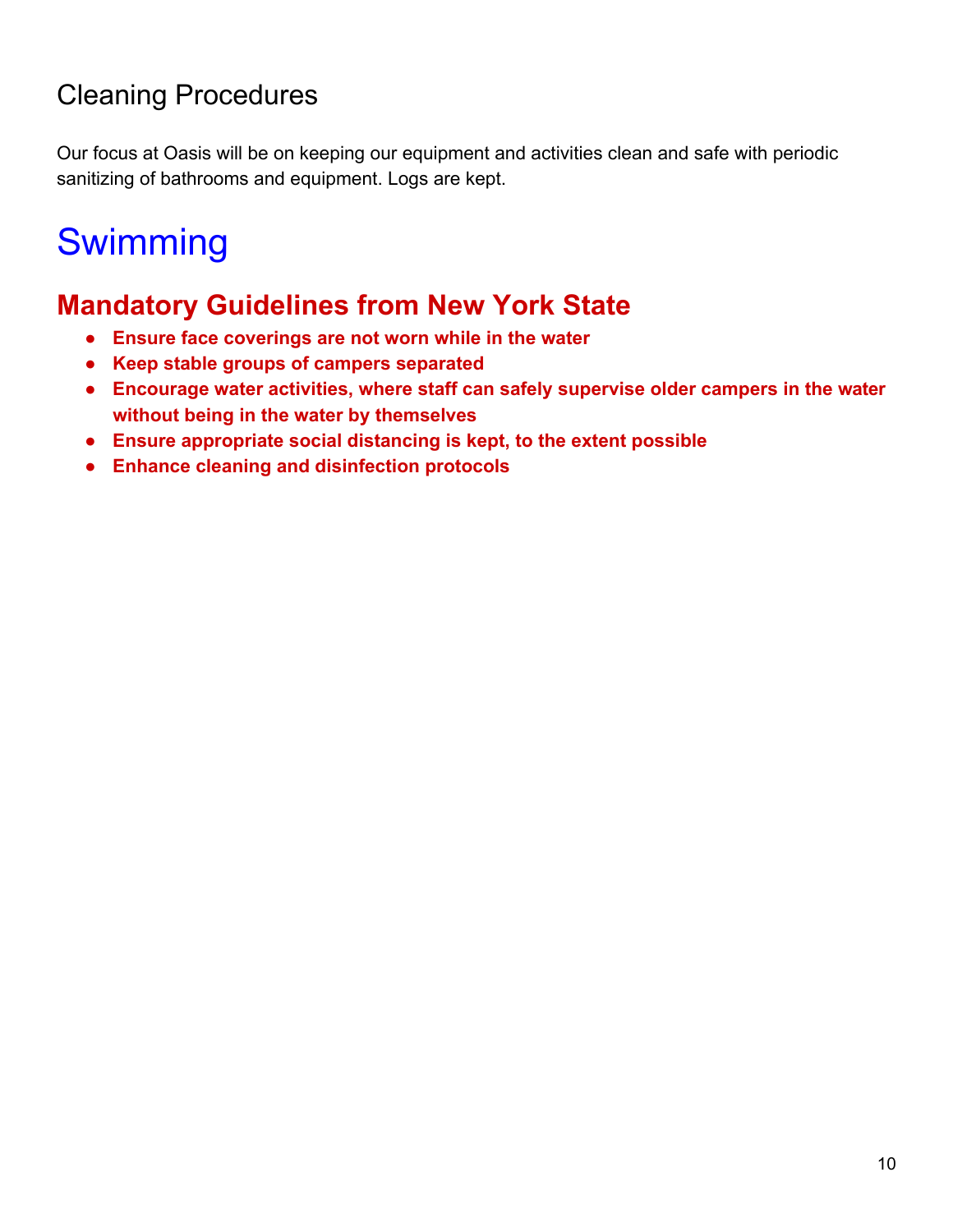## Cleaning Procedures

Our focus at Oasis will be on keeping our equipment and activities clean and safe with periodic sanitizing of bathrooms and equipment. Logs are kept.

# Swimming

## Mandatory Guidelines from New York State

- **Ensure face coverings are not worn while in the water**
- **Keep stable groups of campers separated**
- **Encourage water activities, where staff can safely supervise older campers in the water without being in the water by themselves**
- **Ensure appropriate social distancing is kept, to the extent possible**
- **Enhance cleaning and disinfection protocols**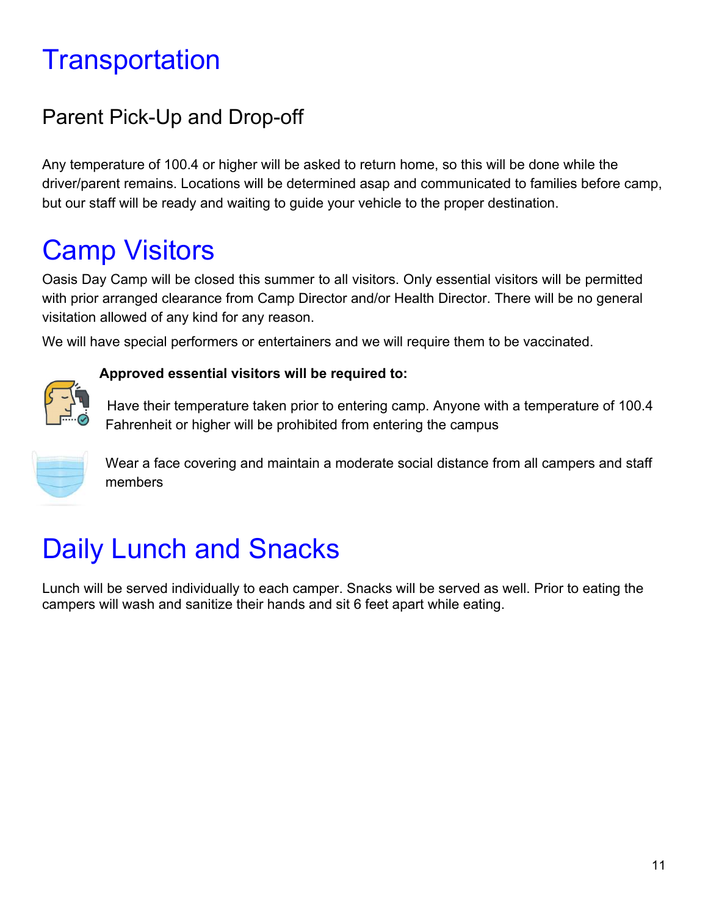# Transportation

## Parent Pick-Up and Drop-off

Any temperature of 100.4 or higher will be asked to return home, so this will be done while the driver/parent remains. Locations will be determined asap and communicated to families before camp, but our staff will be ready and waiting to guide your vehicle to the proper destination.

# Camp Visitors

Oasis Day Camp will be closed this summer to all visitors. Only essential visitors will be permitted with prior arranged clearance from Camp Director and/or Health Director. There will be no general visitation allowed of any kind for any reason.

We will have special performers or entertainers and we will require them to be vaccinated.

**Approved essential visitors will be required to:**

Have their temperature taken prior to entering camp. Anyone with a temperature of 100.4 Fahrenheit or higher will be prohibited from entering the campus

Wear a face covering and maintain a moderate social distance from all campers and staff members

# Daily Lunch and Snacks

Lunch will be served individually to each camper. Snacks will be served as well. Prior to eating the campers will wash and sanitize their hands and sit 6 feet apart while eating.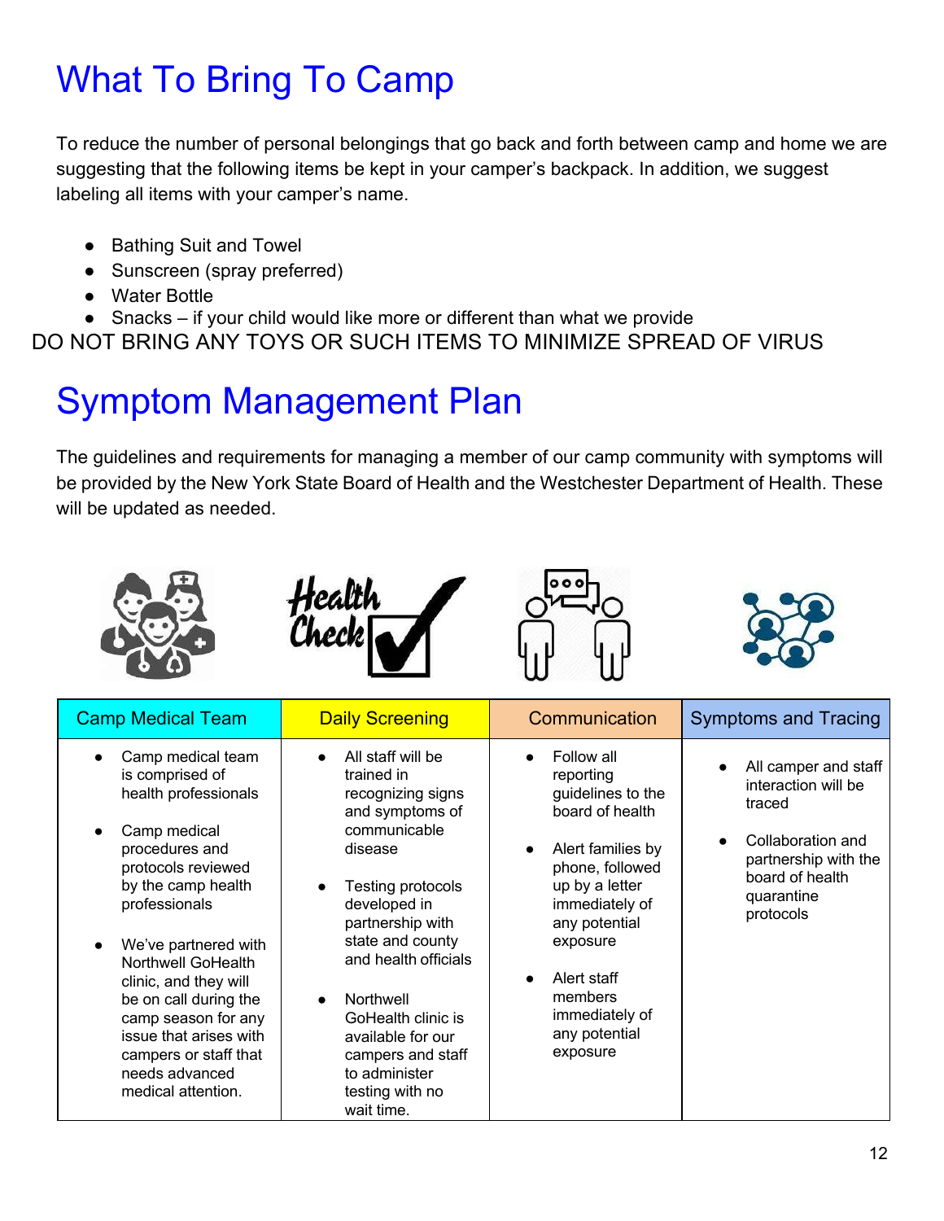# What To Bring To Camp

To reduce the number of personal belongings that go back and forth between camp and home we are suggesting that the following items be kept in your camper's backpack. In addition, we suggest labeling all items with your camper's name.

- Bathing Suit and Towel
- Sunscreen (spray preferred)
- Water Bottle
- Snacks – if your child would like more or different than what we provide

DO NOT BRING ANY TOYS OR SUCH ITEMS TO MINIMIZE SPREAD OF VIRUS

# Symptom Management Plan

The guidelines and requirements for managing a member of our camp community with symptoms will be provided by the New York State Board of Health and the Westchester Department of Health. These will be updated as needed.

| Camp Medical Team | Daily Screening | Communication | Symptoms and Tracing |
|---|---|---|---|
| • Camp medical team is comprised of health professionals<br><br>• Camp medical procedures and protocols reviewed by the camp health professionals<br><br>• We've partnered with Northwell GoHealth clinic, and they will be on call during the camp season for any issue that arises with campers or staff that needs advanced medical attention. | • All staff will be trained in recognizing signs and symptoms of communicable disease<br><br>• Testing protocols developed in partnership with state and county and health officials<br><br>• Northwell GoHealth clinic is available for our campers and staff to administer testing with no wait time. | • Follow all reporting guidelines to the board of health<br><br>• Alert families by phone, followed up by a letter immediately of any potential exposure<br><br>• Alert staff members immediately of any potential exposure | • All camper and staff interaction will be traced<br><br>• Collaboration and partnership with the board of health quarantine protocols |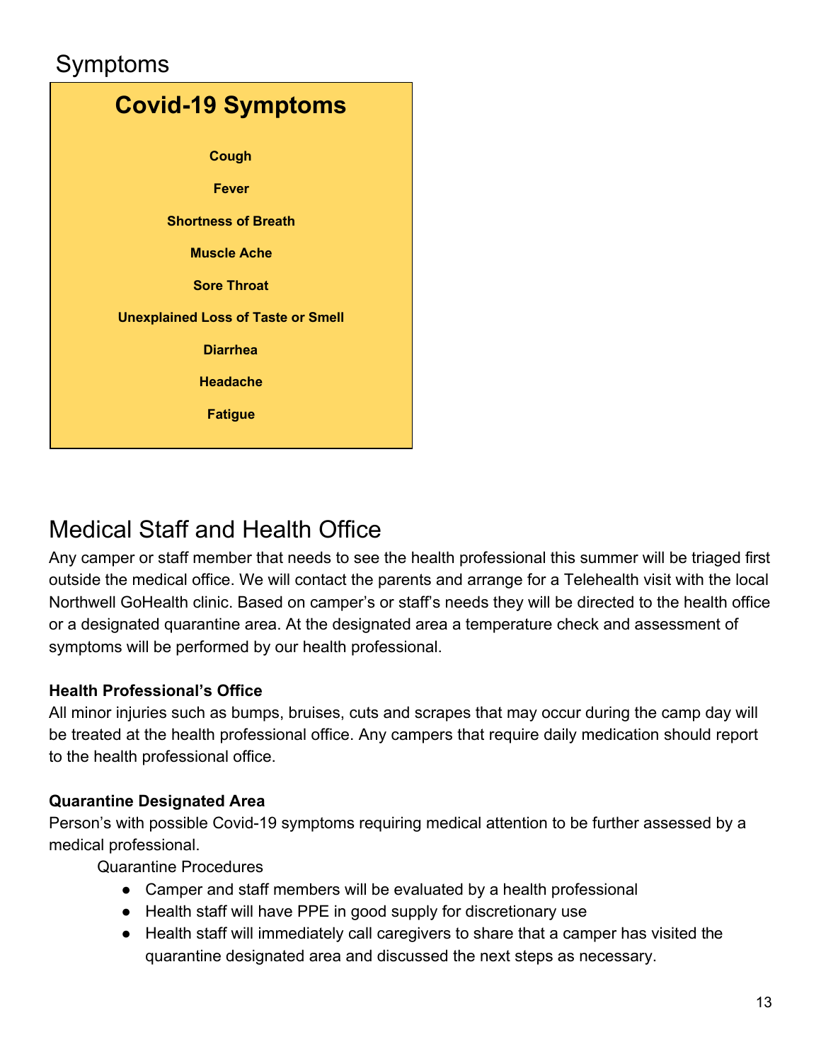## Symptoms

### Covid-19 Symptoms

**Cough**

**Fever**

**Shortness of Breath**

**Muscle Ache**

**Sore Throat**

**Unexplained Loss of Taste or Smell**

**Diarrhea**

**Headache**

**Fatigue**

## Medical Staff and Health Office

Any camper or staff member that needs to see the health professional this summer will be triaged first outside the medical office. We will contact the parents and arrange for a Telehealth visit with the local Northwell GoHealth clinic. Based on camper's or staff's needs they will be directed to the health office or a designated quarantine area. At the designated area a temperature check and assessment of symptoms will be performed by our health professional.

**Health Professional's Office**

All minor injuries such as bumps, bruises, cuts and scrapes that may occur during the camp day will be treated at the health professional office. Any campers that require daily medication should report to the health professional office.

**Quarantine Designated Area**

Person's with possible Covid-19 symptoms requiring medical attention to be further assessed by a medical professional.

Quarantine Procedures

- Camper and staff members will be evaluated by a health professional
- Health staff will have PPE in good supply for discretionary use
- Health staff will immediately call caregivers to share that a camper has visited the quarantine designated area and discussed the next steps as necessary.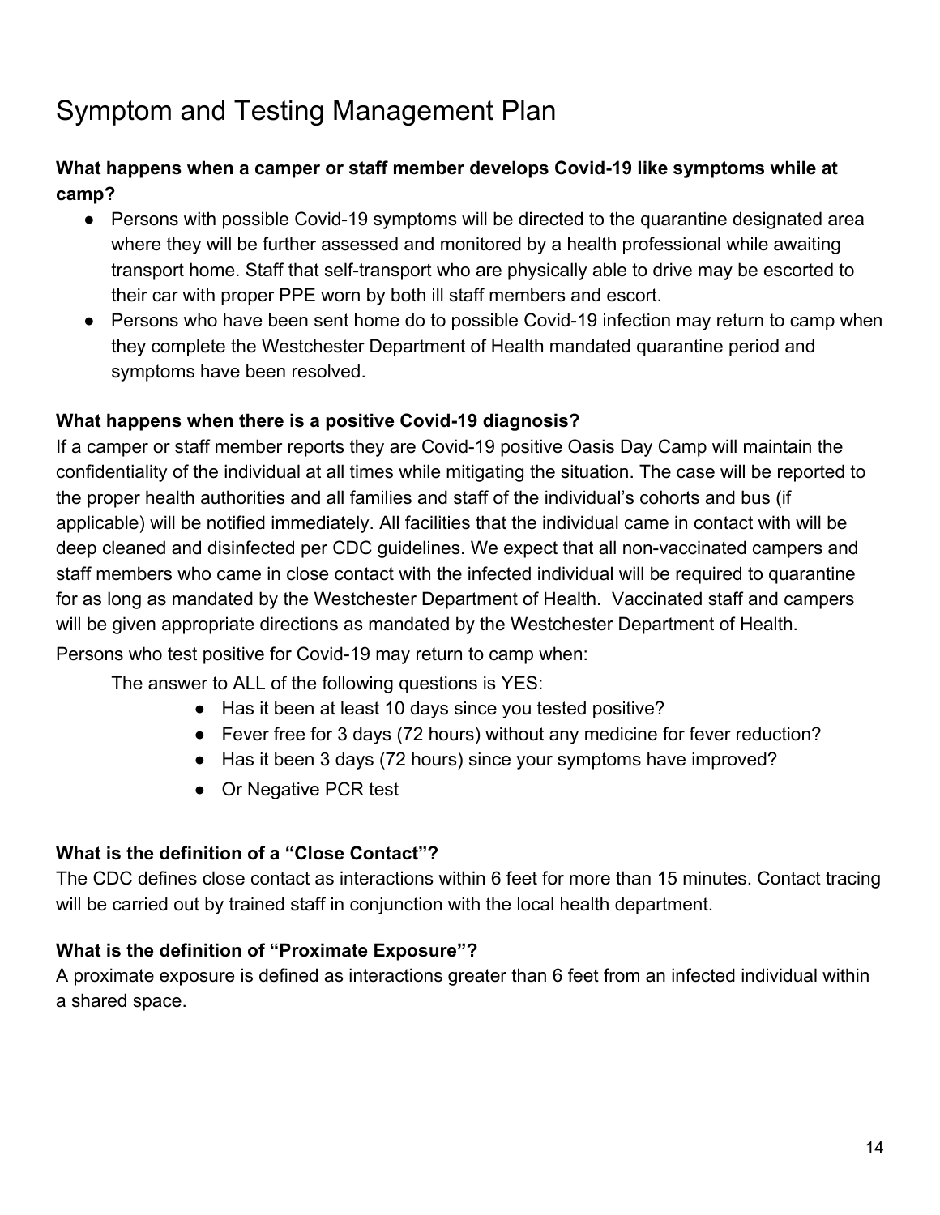# Symptom and Testing Management Plan

**What happens when a camper or staff member develops Covid-19 like symptoms while at camp?**

- Persons with possible Covid-19 symptoms will be directed to the quarantine designated area where they will be further assessed and monitored by a health professional while awaiting transport home. Staff that self-transport who are physically able to drive may be escorted to their car with proper PPE worn by both ill staff members and escort.
- Persons who have been sent home do to possible Covid-19 infection may return to camp when they complete the Westchester Department of Health mandated quarantine period and symptoms have been resolved.

**What happens when there is a positive Covid-19 diagnosis?**

If a camper or staff member reports they are Covid-19 positive Oasis Day Camp will maintain the confidentiality of the individual at all times while mitigating the situation. The case will be reported to the proper health authorities and all families and staff of the individual's cohorts and bus (if applicable) will be notified immediately. All facilities that the individual came in contact with will be deep cleaned and disinfected per CDC guidelines. We expect that all non-vaccinated campers and staff members who came in close contact with the infected individual will be required to quarantine for as long as mandated by the Westchester Department of Health. Vaccinated staff and campers will be given appropriate directions as mandated by the Westchester Department of Health.

Persons who test positive for Covid-19 may return to camp when:

The answer to ALL of the following questions is YES:

- Has it been at least 10 days since you tested positive?
- Fever free for 3 days (72 hours) without any medicine for fever reduction?
- Has it been 3 days (72 hours) since your symptoms have improved?
- Or Negative PCR test

**What is the definition of a "Close Contact"?**

The CDC defines close contact as interactions within 6 feet for more than 15 minutes. Contact tracing will be carried out by trained staff in conjunction with the local health department.

**What is the definition of "Proximate Exposure"?**

A proximate exposure is defined as interactions greater than 6 feet from an infected individual within a shared space.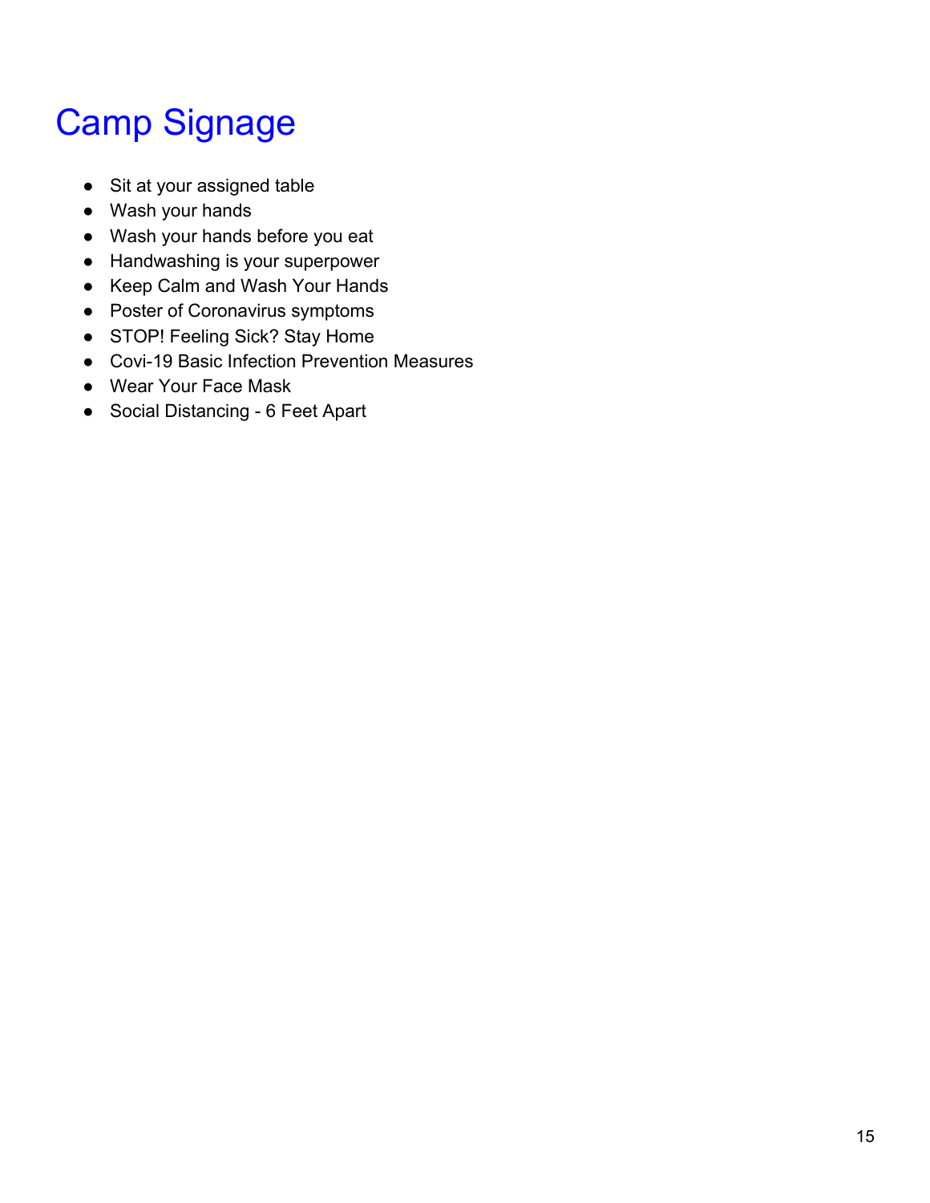# Camp Signage

- Sit at your assigned table
- Wash your hands
- Wash your hands before you eat
- Handwashing is your superpower
- Keep Calm and Wash Your Hands
- Poster of Coronavirus symptoms
- STOP! Feeling Sick? Stay Home
- Covi-19 Basic Infection Prevention Measures
- Wear Your Face Mask
- Social Distancing - 6 Feet Apart